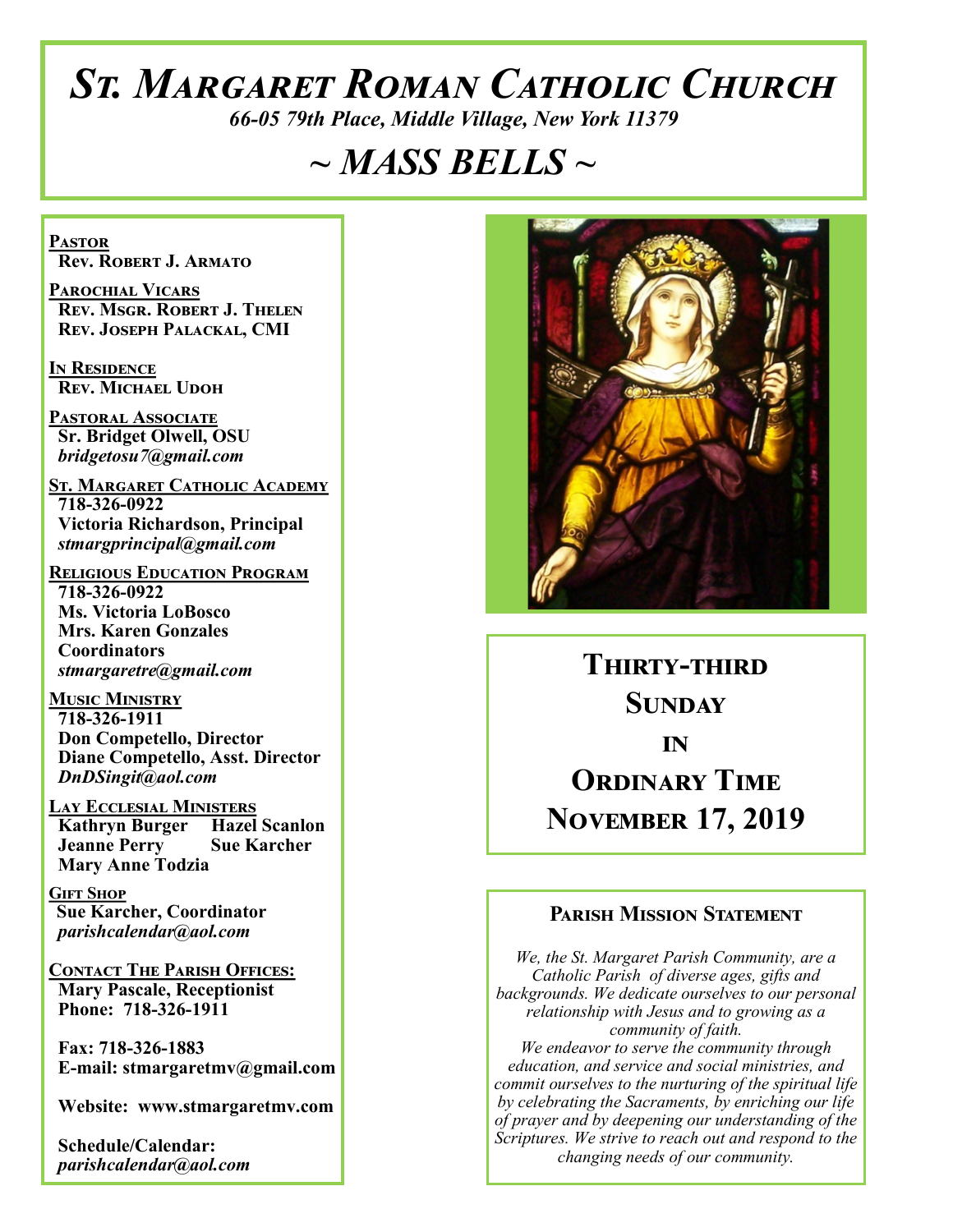# St. Margaret Roman Catholic Church

*66-05 79th Place, Middle Village, New York 11379*

## ~ MASS BELLS ~

**Pastor**
**Rev. Robert J. Armato**

**Parochial Vicars**
**Rev. Msgr. Robert J. Thelen**
**Rev. Joseph Palackal, CMI**

**In Residence**
**Rev. Michael Udoh**

**Pastoral Associate**
**Sr. Bridget Olwell, OSU**
*bridgetosu7@gmail.com*

**St. Margaret Catholic Academy**
**718-326-0922**
**Victoria Richardson, Principal**
*stmargprincipal@gmail.com*

**Religious Education Program**
**718-326-0922**
**Ms. Victoria LoBosco**
**Mrs. Karen Gonzales**
**Coordinators**
*stmargaretre@gmail.com*

**Music Ministry**
**718-326-1911**
**Don Competello, Director**
**Diane Competello, Asst. Director**
*DnDSingit@aol.com*

**Lay Ecclesial Ministers**
**Kathryn Burger**
**Hazel Scanlon**
**Jeanne Perry**
**Sue Karcher**
**Mary Anne Todzia**

**Gift Shop**
**Sue Karcher, Coordinator**
*parishcalendar@aol.com*

**Contact The Parish Offices:**
**Mary Pascale, Receptionist**
**Phone: 718-326-1911**

**Fax: 718-326-1883**
**E-mail: stmargaretmv@gmail.com**

**Website: www.stmargaretmv.com**

**Schedule/Calendar:**
*parishcalendar@aol.com*

## Thirty-third Sunday in Ordinary Time
## November 17, 2019

### Parish Mission Statement

*We, the St. Margaret Parish Community, are a Catholic Parish of diverse ages, gifts and backgrounds. We dedicate ourselves to our personal relationship with Jesus and to growing as a community of faith.*
*We endeavor to serve the community through education, and service and social ministries, and commit ourselves to the nurturing of the spiritual life by celebrating the Sacraments, by enriching our life of prayer and by deepening our understanding of the Scriptures. We strive to reach out and respond to the changing needs of our community.*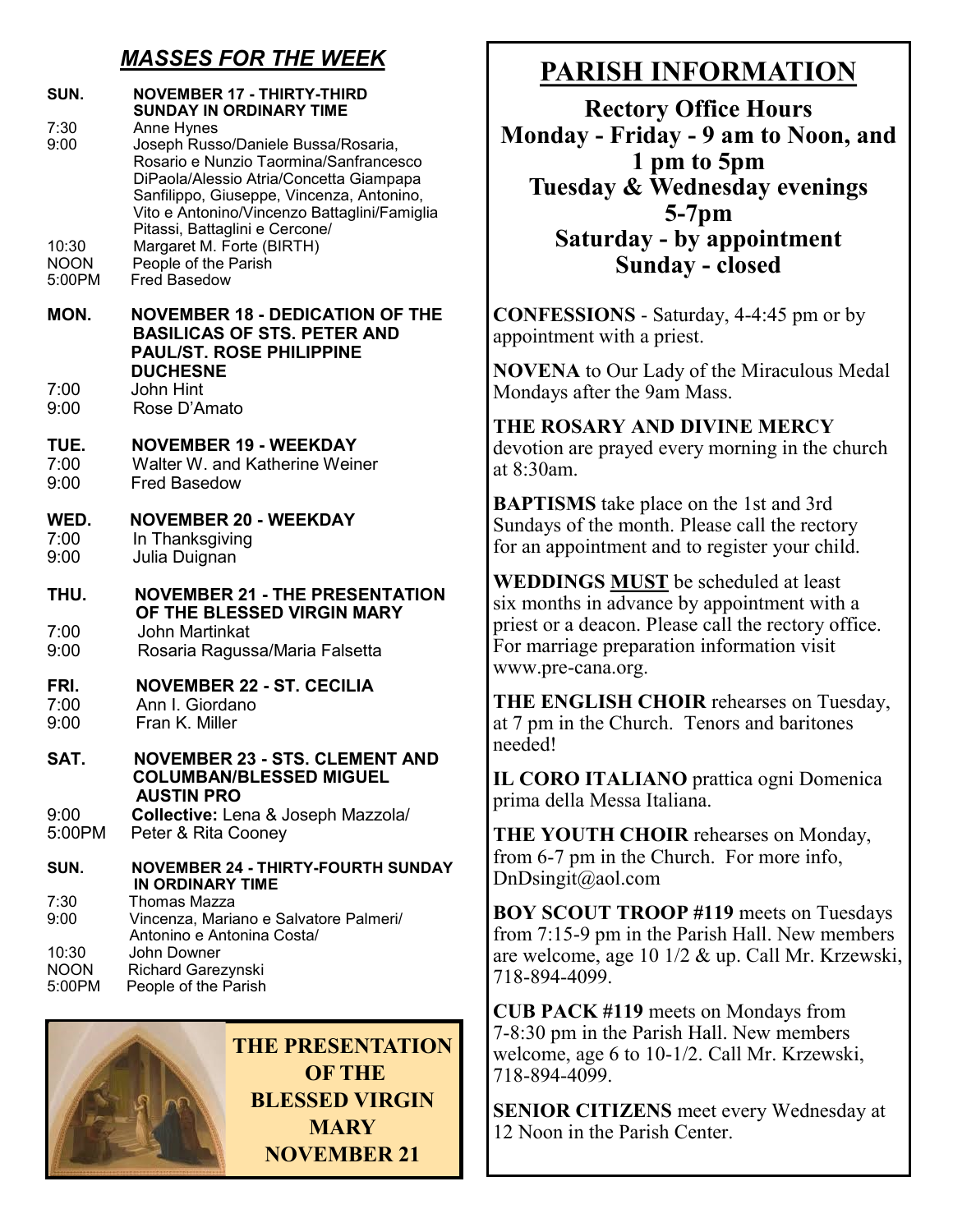## *MASSES FOR THE WEEK*

**SUN. NOVEMBER 17 - THIRTY-THIRD SUNDAY IN ORDINARY TIME**

7:30 Anne Hynes
9:00 Joseph Russo/Daniele Bussa/Rosaria, Rosario e Nunzio Taormina/Sanfrancesco DiPaola/Alessio Atria/Concetta Giampapa Sanfilippo, Giuseppe, Vincenza, Antonino, Vito e Antonino/Vincenzo Battaglini/Famiglia Pitassi, Battaglini e Cercone/
10:30 Margaret M. Forte (BIRTH)
NOON People of the Parish
5:00PM Fred Basedow

**MON. NOVEMBER 18 - DEDICATION OF THE BASILICAS OF STS. PETER AND PAUL/ST. ROSE PHILIPPINE DUCHESNE**

7:00 John Hint
9:00 Rose D'Amato

**TUE. NOVEMBER 19 - WEEKDAY**

7:00 Walter W. and Katherine Weiner
9:00 Fred Basedow

**WED. NOVEMBER 20 - WEEKDAY**

7:00 In Thanksgiving
9:00 Julia Duignan

**THU. NOVEMBER 21 - THE PRESENTATION OF THE BLESSED VIRGIN MARY**

7:00 John Martinkat
9:00 Rosaria Ragussa/Maria Falsetta

**FRI. NOVEMBER 22 - ST. CECILIA**

7:00 Ann I. Giordano
9:00 Fran K. Miller

**SAT. NOVEMBER 23 - STS. CLEMENT AND COLUMBAN/BLESSED MIGUEL AUSTIN PRO**

9:00 **Collective:** Lena & Joseph Mazzola/
5:00PM Peter & Rita Cooney

**SUN. NOVEMBER 24 - THIRTY-FOURTH SUNDAY IN ORDINARY TIME**

7:30 Thomas Mazza
9:00 Vincenza, Mariano e Salvatore Palmeri/ Antonino e Antonina Costa/
10:30 John Downer
NOON Richard Garezynski
5:00PM People of the Parish

**THE PRESENTATION OF THE BLESSED VIRGIN MARY NOVEMBER 21**

# PARISH INFORMATION

**Rectory Office Hours**
**Monday - Friday - 9 am to Noon, and 1 pm to 5pm**
**Tuesday & Wednesday evenings 5-7pm**
**Saturday - by appointment**
**Sunday - closed**

**CONFESSIONS** - Saturday, 4-4:45 pm or by appointment with a priest.

**NOVENA** to Our Lady of the Miraculous Medal Mondays after the 9am Mass.

**THE ROSARY AND DIVINE MERCY** devotion are prayed every morning in the church at 8:30am.

**BAPTISMS** take place on the 1st and 3rd Sundays of the month. Please call the rectory for an appointment and to register your child.

**WEDDINGS MUST** be scheduled at least six months in advance by appointment with a priest or a deacon. Please call the rectory office. For marriage preparation information visit www.pre-cana.org.

**THE ENGLISH CHOIR** rehearses on Tuesday, at 7 pm in the Church. Tenors and baritones needed!

**IL CORO ITALIANO** prattica ogni Domenica prima della Messa Italiana.

**THE YOUTH CHOIR** rehearses on Monday, from 6-7 pm in the Church. For more info, DnDsingit@aol.com

**BOY SCOUT TROOP #119** meets on Tuesdays from 7:15-9 pm in the Parish Hall. New members are welcome, age 10 1/2 & up. Call Mr. Krzewski, 718-894-4099.

**CUB PACK #119** meets on Mondays from 7-8:30 pm in the Parish Hall. New members welcome, age 6 to 10-1/2. Call Mr. Krzewski, 718-894-4099.

**SENIOR CITIZENS** meet every Wednesday at 12 Noon in the Parish Center.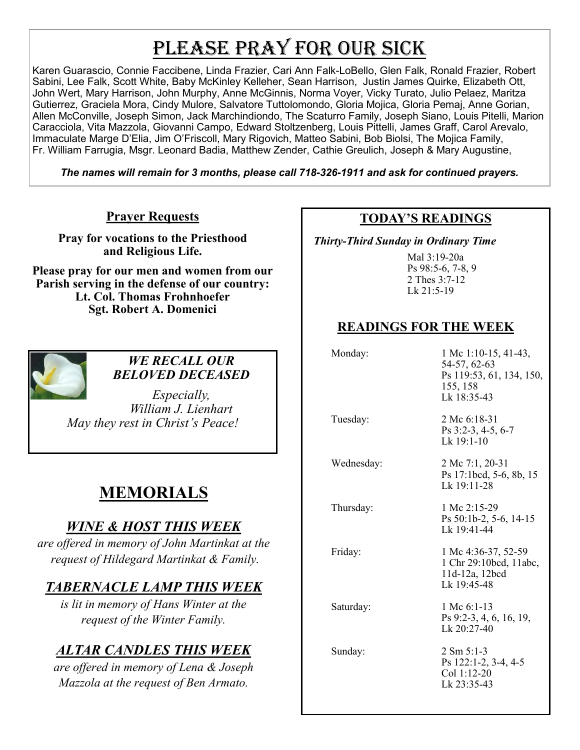# Please Pray for Our Sick

Karen Guarascio, Connie Faccibene, Linda Frazier, Cari Ann Falk-LoBello, Glen Falk, Ronald Frazier, Robert Sabini, Lee Falk, Scott White, Baby McKinley Kelleher, Sean Harrison, Justin James Quirke, Elizabeth Ott, John Wert, Mary Harrison, John Murphy, Anne McGinnis, Norma Voyer, Vicky Turato, Julio Pelaez, Maritza Gutierrez, Graciela Mora, Cindy Mulore, Salvatore Tuttolomondo, Gloria Mojica, Gloria Pemaj, Anne Gorian, Allen McConville, Joseph Simon, Jack Marchindiondo, The Scaturro Family, Joseph Siano, Louis Pitelli, Marion Caracciola, Vita Mazzola, Giovanni Campo, Edward Stoltzenberg, Louis Pittelli, James Graff, Carol Arevalo, Immaculate Marge D'Elia, Jim O'Friscoll, Mary Rigovich, Matteo Sabini, Bob Biolsi, The Mojica Family, Fr. William Farrugia, Msgr. Leonard Badia, Matthew Zender, Cathie Greulich, Joseph & Mary Augustine,

***The names will remain for 3 months, please call 718-326-1911 and ask for continued prayers.***

## Prayer Requests

**Pray for vocations to the Priesthood and Religious Life.**

**Please pray for our men and women from our Parish serving in the defense of our country:**
**Lt. Col. Thomas Frohnhoefer**
**Sgt. Robert A. Domenici**

### *WE RECALL OUR BELOVED DECEASED*

*Especially,*
*William J. Lienhart*
*May they rest in Christ's Peace!*

# MEMORIALS

## *WINE & HOST THIS WEEK*

*are offered in memory of John Martinkat at the request of Hildegard Martinkat & Family.*

## *TABERNACLE LAMP THIS WEEK*

*is lit in memory of Hans Winter at the request of the Winter Family.*

## *ALTAR CANDLES THIS WEEK*

*are offered in memory of Lena & Joseph Mazzola at the request of Ben Armato.*

## TODAY'S READINGS

*Thirty-Third Sunday in Ordinary Time*

Mal 3:19-20a
Ps 98:5-6, 7-8, 9
2 Thes 3:7-12
Lk 21:5-19

## READINGS FOR THE WEEK

| | |
|---|---|
| Monday: | 1 Mc 1:10-15, 41-43, 54-57, 62-63<br>Ps 119:53, 61, 134, 150, 155, 158<br>Lk 18:35-43 |
| Tuesday: | 2 Mc 6:18-31<br>Ps 3:2-3, 4-5, 6-7<br>Lk 19:1-10 |
| Wednesday: | 2 Mc 7:1, 20-31<br>Ps 17:1bcd, 5-6, 8b, 15<br>Lk 19:11-28 |
| Thursday: | 1 Mc 2:15-29<br>Ps 50:1b-2, 5-6, 14-15<br>Lk 19:41-44 |
| Friday: | 1 Mc 4:36-37, 52-59<br>1 Chr 29:10bcd, 11abc, 11d-12a, 12bcd<br>Lk 19:45-48 |
| Saturday: | 1 Mc 6:1-13<br>Ps 9:2-3, 4, 6, 16, 19,<br>Lk 20:27-40 |
| Sunday: | 2 Sm 5:1-3<br>Ps 122:1-2, 3-4, 4-5<br>Col 1:12-20<br>Lk 23:35-43 |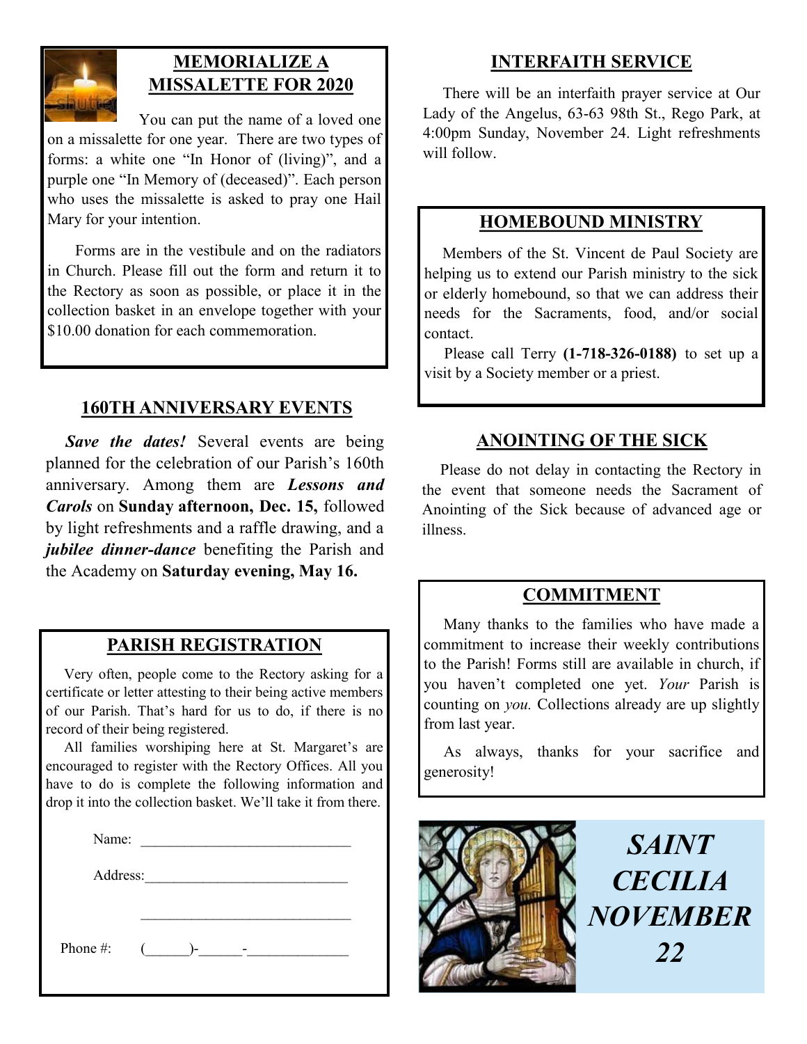## MEMORIALIZE A MISSALETTE FOR 2020

You can put the name of a loved one on a missalette for one year. There are two types of forms: a white one "In Honor of (living)", and a purple one "In Memory of (deceased)". Each person who uses the missalette is asked to pray one Hail Mary for your intention.

Forms are in the vestibule and on the radiators in Church. Please fill out the form and return it to the Rectory as soon as possible, or place it in the collection basket in an envelope together with your $10.00 donation for each commemoration.

## 160TH ANNIVERSARY EVENTS

***Save the dates!*** Several events are being planned for the celebration of our Parish's 160th anniversary. Among them are ***Lessons and Carols*** on **Sunday afternoon, Dec. 15,** followed by light refreshments and a raffle drawing, and a ***jubilee dinner-dance*** benefiting the Parish and the Academy on **Saturday evening, May 16.**

## PARISH REGISTRATION

Very often, people come to the Rectory asking for a certificate or letter attesting to their being active members of our Parish. That's hard for us to do, if there is no record of their being registered.

All families worshiping here at St. Margaret's are encouraged to register with the Rectory Offices. All you have to do is complete the following information and drop it into the collection basket. We'll take it from there.

Name: ______________________________

Address: ____________________________

______________________________

Phone #: (______)-______-______________

## INTERFAITH SERVICE

There will be an interfaith prayer service at Our Lady of the Angelus, 63-63 98th St., Rego Park, at 4:00pm Sunday, November 24. Light refreshments will follow.

## HOMEBOUND MINISTRY

Members of the St. Vincent de Paul Society are helping us to extend our Parish ministry to the sick or elderly homebound, so that we can address their needs for the Sacraments, food, and/or social contact.

Please call Terry **(1-718-326-0188)** to set up a visit by a Society member or a priest.

## ANOINTING OF THE SICK

Please do not delay in contacting the Rectory in the event that someone needs the Sacrament of Anointing of the Sick because of advanced age or illness.

## COMMITMENT

Many thanks to the families who have made a commitment to increase their weekly contributions to the Parish! Forms still are available in church, if you haven't completed one yet. *Your* Parish is counting on *you.* Collections already are up slightly from last year.

As always, thanks for your sacrifice and generosity!

***SAINT CECILIA NOVEMBER 22***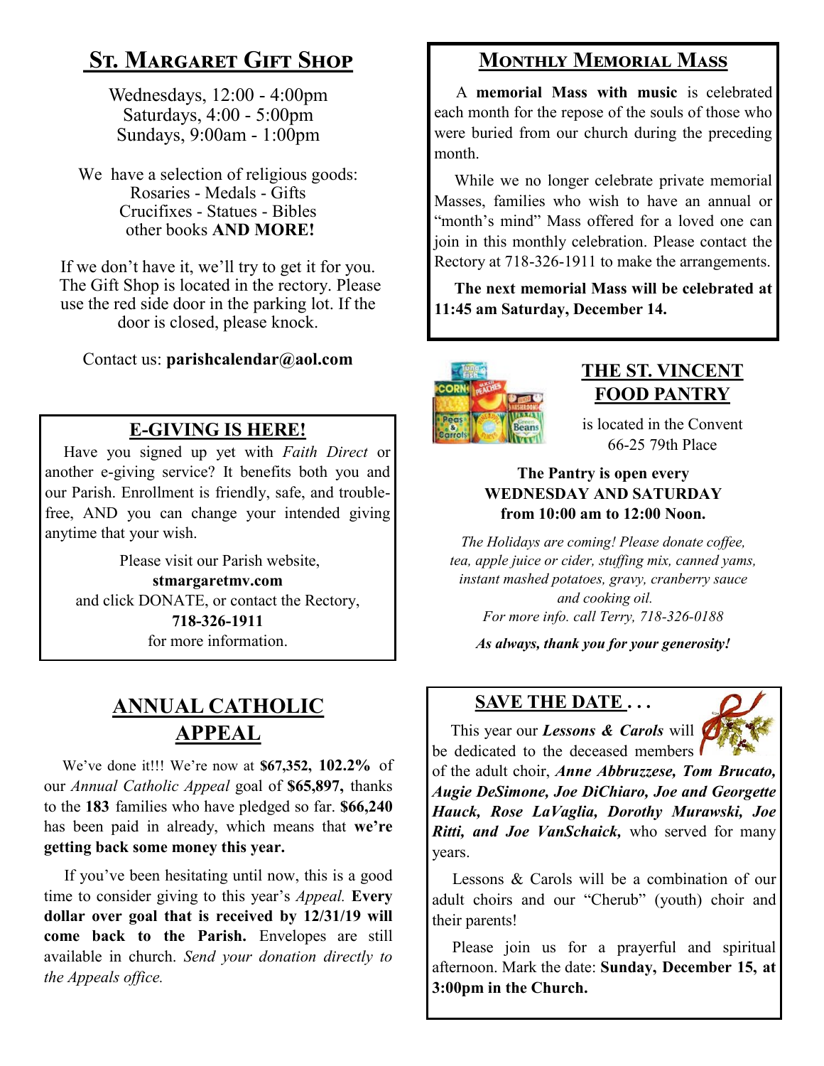## St. Margaret Gift Shop

Wednesdays, 12:00 - 4:00pm
Saturdays, 4:00 - 5:00pm
Sundays, 9:00am - 1:00pm

We have a selection of religious goods:
Rosaries - Medals - Gifts
Crucifixes - Statues - Bibles
other books **AND MORE!**

If we don't have it, we'll try to get it for you. The Gift Shop is located in the rectory. Please use the red side door in the parking lot. If the door is closed, please knock.

Contact us: **parishcalendar@aol.com**

## E-GIVING IS HERE!

Have you signed up yet with *Faith Direct* or another e-giving service? It benefits both you and our Parish. Enrollment is friendly, safe, and trouble-free, AND you can change your intended giving anytime that your wish.

Please visit our Parish website,
**stmargaretmv.com**
and click DONATE, or contact the Rectory,
**718-326-1911**
for more information.

## ANNUAL CATHOLIC APPEAL

We've done it!!! We're now at **$67,352, 102.2%** of our *Annual Catholic Appeal* goal of **$65,897,** thanks to the **183** families who have pledged so far. **$66,240** has been paid in already, which means that **we're getting back some money this year.**

If you've been hesitating until now, this is a good time to consider giving to this year's *Appeal.* **Every dollar over goal that is received by 12/31/19 will come back to the Parish.** Envelopes are still available in church. *Send your donation directly to the Appeals office.*

## Monthly Memorial Mass

A **memorial Mass with music** is celebrated each month for the repose of the souls of those who were buried from our church during the preceding month.

While we no longer celebrate private memorial Masses, families who wish to have an annual or "month's mind" Mass offered for a loved one can join in this monthly celebration. Please contact the Rectory at 718-326-1911 to make the arrangements.

**The next memorial Mass will be celebrated at 11:45 am Saturday, December 14.**

## THE ST. VINCENT FOOD PANTRY

is located in the Convent
66-25 79th Place

**The Pantry is open every WEDNESDAY AND SATURDAY from 10:00 am to 12:00 Noon.**

*The Holidays are coming! Please donate coffee, tea, apple juice or cider, stuffing mix, canned yams, instant mashed potatoes, gravy, cranberry sauce and cooking oil.*
*For more info. call Terry, 718-326-0188*

***As always, thank you for your generosity!***

## SAVE THE DATE . . .

This year our ***Lessons & Carols*** will be dedicated to the deceased members of the adult choir, ***Anne Abbruzzese, Tom Brucato, Augie DeSimone, Joe DiChiaro, Joe and Georgette Hauck, Rose LaVaglia, Dorothy Murawski, Joe Ritti, and Joe VanSchaick,*** who served for many years.

Lessons & Carols will be a combination of our adult choirs and our "Cherub" (youth) choir and their parents!

Please join us for a prayerful and spiritual afternoon. Mark the date: **Sunday, December 15, at 3:00pm in the Church.**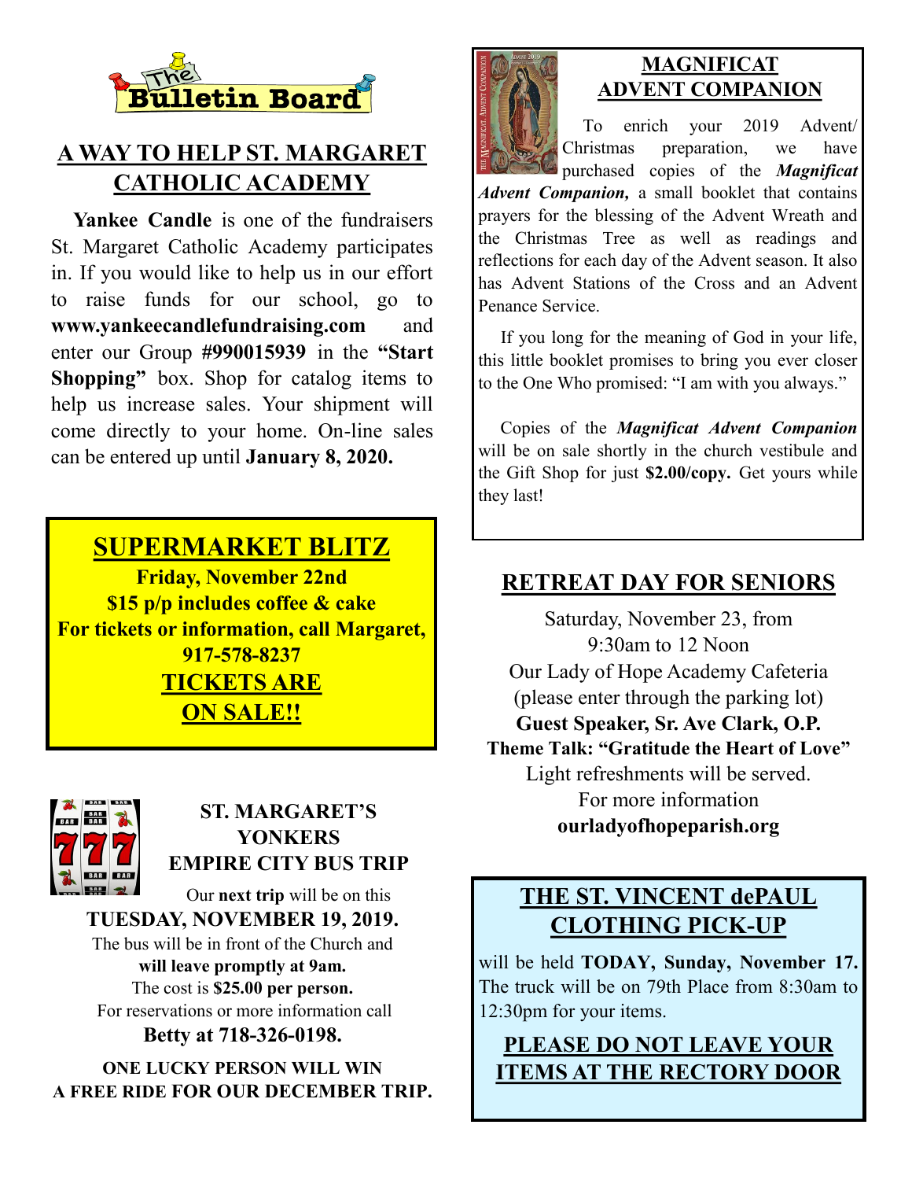# The Bulletin Board

## A WAY TO HELP ST. MARGARET CATHOLIC ACADEMY

**Yankee Candle** is one of the fundraisers St. Margaret Catholic Academy participates in. If you would like to help us in our effort to raise funds for our school, go to **www.yankeecandlefundraising.com** and enter our Group **#990015939** in the **"Start Shopping"** box. Shop for catalog items to help us increase sales. Your shipment will come directly to your home. On-line sales can be entered up until **January 8, 2020.**

## SUPERMARKET BLITZ

**Friday, November 22nd**
**$15 p/p includes coffee & cake**
**For tickets or information, call Margaret, 917-578-8237**
**TICKETS ARE ON SALE!!**

## ST. MARGARET'S YONKERS EMPIRE CITY BUS TRIP

Our **next trip** will be on this
**TUESDAY, NOVEMBER 19, 2019.**
The bus will be in front of the Church and **will leave promptly at 9am.**
The cost is **$25.00 per person.**
For reservations or more information call
**Betty at 718-326-0198.**

**ONE LUCKY PERSON WILL WIN A FREE RIDE FOR OUR DECEMBER TRIP.**

## MAGNIFICAT ADVENT COMPANION

To enrich your 2019 Advent/ Christmas preparation, we have purchased copies of the ***Magnificat Advent Companion,*** a small booklet that contains prayers for the blessing of the Advent Wreath and the Christmas Tree as well as readings and reflections for each day of the Advent season. It also has Advent Stations of the Cross and an Advent Penance Service.

If you long for the meaning of God in your life, this little booklet promises to bring you ever closer to the One Who promised: "I am with you always."

Copies of the ***Magnificat Advent Companion*** will be on sale shortly in the church vestibule and the Gift Shop for just **$2.00/copy.** Get yours while they last!

## RETREAT DAY FOR SENIORS

Saturday, November 23, from 9:30am to 12 Noon
Our Lady of Hope Academy Cafeteria
(please enter through the parking lot)
**Guest Speaker, Sr. Ave Clark, O.P.**
**Theme Talk: "Gratitude the Heart of Love"**
Light refreshments will be served.
For more information
**ourladyofhopeparish.org**

## THE ST. VINCENT dePAUL CLOTHING PICK-UP

will be held **TODAY, Sunday, November 17.** The truck will be on 79th Place from 8:30am to 12:30pm for your items.

**PLEASE DO NOT LEAVE YOUR ITEMS AT THE RECTORY DOOR**